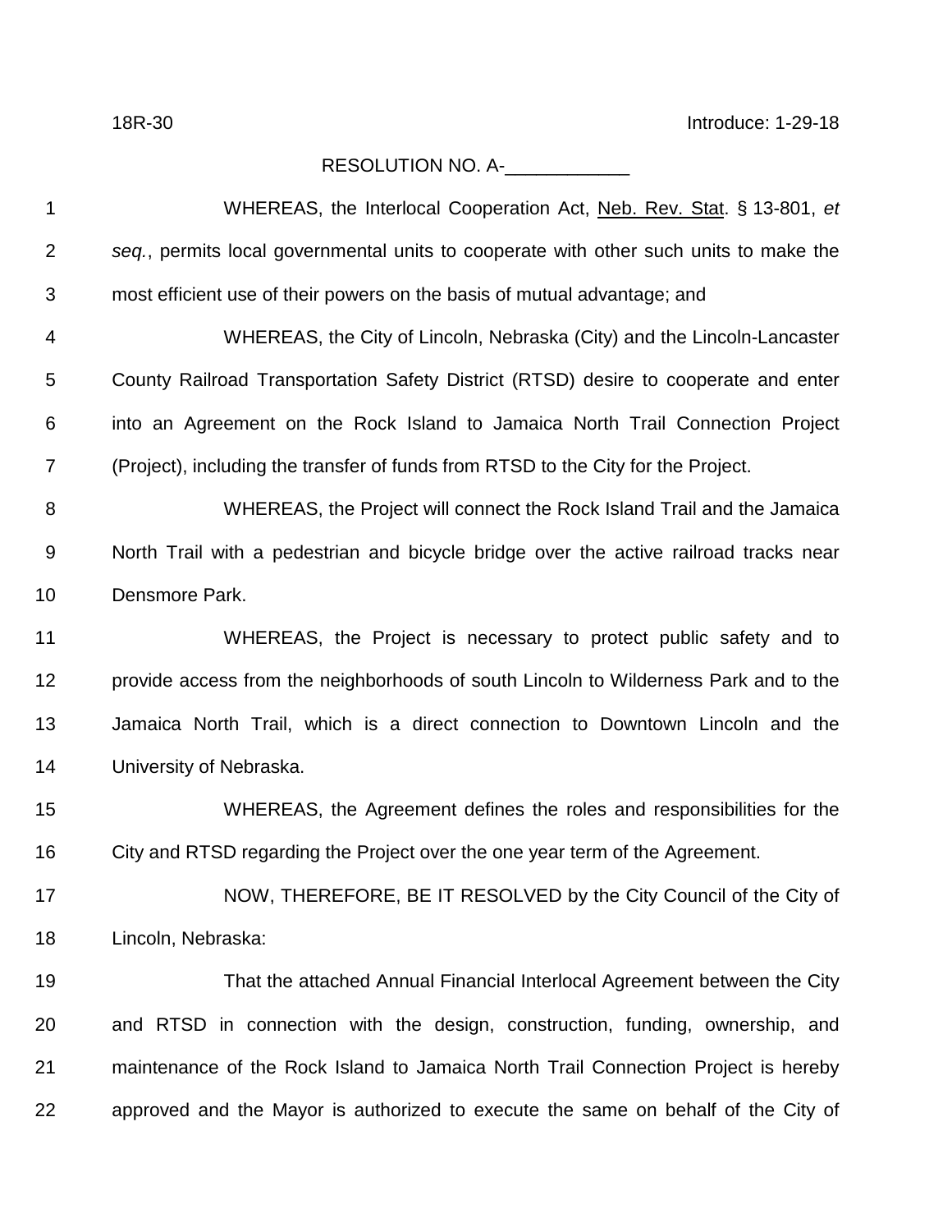18R-30 Introduce: 1-29-18

RESOLUTION NO. A-____________

WHEREAS, the Interlocal Cooperation Act, Neb. Rev. Stat. § 13-801, *et seq.*, permits local governmental units to cooperate with other such units to make the most efficient use of their powers on the basis of mutual advantage; and

WHEREAS, the City of Lincoln, Nebraska (City) and the Lincoln-Lancaster County Railroad Transportation Safety District (RTSD) desire to cooperate and enter into an Agreement on the Rock Island to Jamaica North Trail Connection Project (Project), including the transfer of funds from RTSD to the City for the Project.

WHEREAS, the Project will connect the Rock Island Trail and the Jamaica North Trail with a pedestrian and bicycle bridge over the active railroad tracks near Densmore Park.

WHEREAS, the Project is necessary to protect public safety and to provide access from the neighborhoods of south Lincoln to Wilderness Park and to the Jamaica North Trail, which is a direct connection to Downtown Lincoln and the University of Nebraska.

WHEREAS, the Agreement defines the roles and responsibilities for the City and RTSD regarding the Project over the one year term of the Agreement.

NOW, THEREFORE, BE IT RESOLVED by the City Council of the City of Lincoln, Nebraska:

That the attached Annual Financial Interlocal Agreement between the City and RTSD in connection with the design, construction, funding, ownership, and maintenance of the Rock Island to Jamaica North Trail Connection Project is hereby approved and the Mayor is authorized to execute the same on behalf of the City of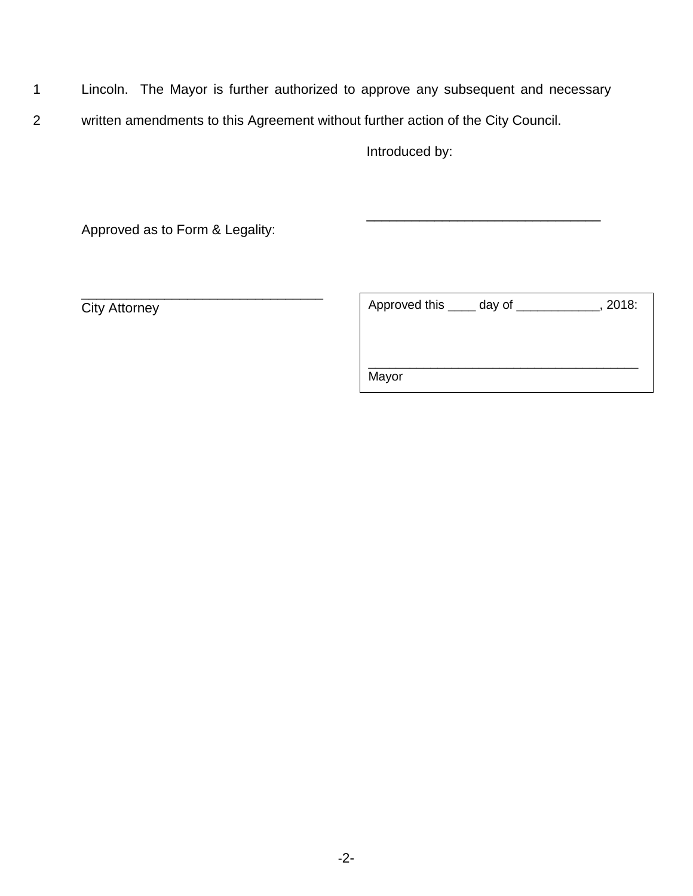1 Lincoln. The Mayor is further authorized to approve any subsequent and necessary

2 written amendments to this Agreement without further action of the City Council.

Introduced by:

\_\_\_\_\_\_\_\_\_\_\_\_\_\_\_\_\_\_\_\_\_\_\_\_\_\_\_\_\_\_\_\_

Approved as to Form & Legality:

\_\_\_\_\_\_\_\_\_\_\_\_\_\_\_\_\_\_\_\_\_\_\_\_\_\_\_\_\_\_\_\_
City Attorney

Approved this \_\_\_\_ day of \_\_\_\_\_\_\_\_\_\_\_\_, 2018:

\_\_\_\_\_\_\_\_\_\_\_\_\_\_\_\_\_\_\_\_\_\_\_\_\_\_\_\_\_\_\_\_\_\_\_\_\_\_
Mayor